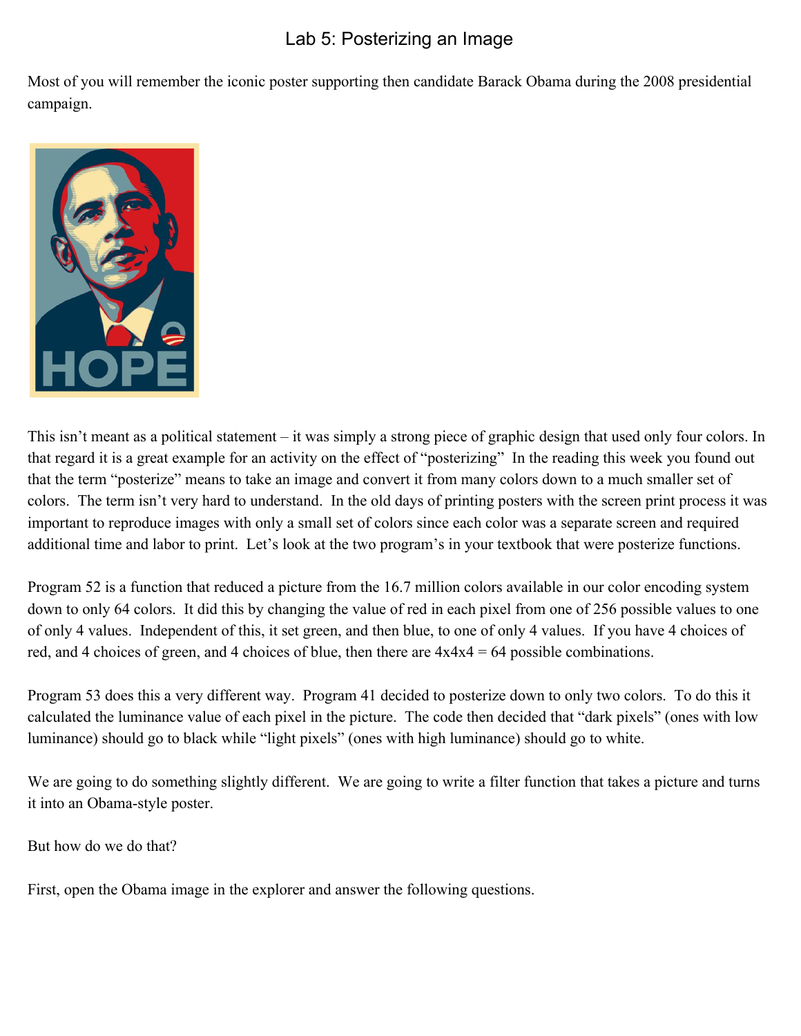# Lab 5: Posterizing an Image

Most of you will remember the iconic poster supporting then candidate Barack Obama during the 2008 presidential campaign.

This isn't meant as a political statement – it was simply a strong piece of graphic design that used only four colors. In that regard it is a great example for an activity on the effect of "posterizing" In the reading this week you found out that the term "posterize" means to take an image and convert it from many colors down to a much smaller set of colors. The term isn't very hard to understand. In the old days of printing posters with the screen print process it was important to reproduce images with only a small set of colors since each color was a separate screen and required additional time and labor to print. Let's look at the two program's in your textbook that were posterize functions.

Program 52 is a function that reduced a picture from the 16.7 million colors available in our color encoding system down to only 64 colors. It did this by changing the value of red in each pixel from one of 256 possible values to one of only 4 values. Independent of this, it set green, and then blue, to one of only 4 values. If you have 4 choices of red, and 4 choices of green, and 4 choices of blue, then there are 4x4x4 = 64 possible combinations.

Program 53 does this a very different way. Program 41 decided to posterize down to only two colors. To do this it calculated the luminance value of each pixel in the picture. The code then decided that "dark pixels" (ones with low luminance) should go to black while "light pixels" (ones with high luminance) should go to white.

We are going to do something slightly different. We are going to write a filter function that takes a picture and turns it into an Obama-style poster.

But how do we do that?

First, open the Obama image in the explorer and answer the following questions.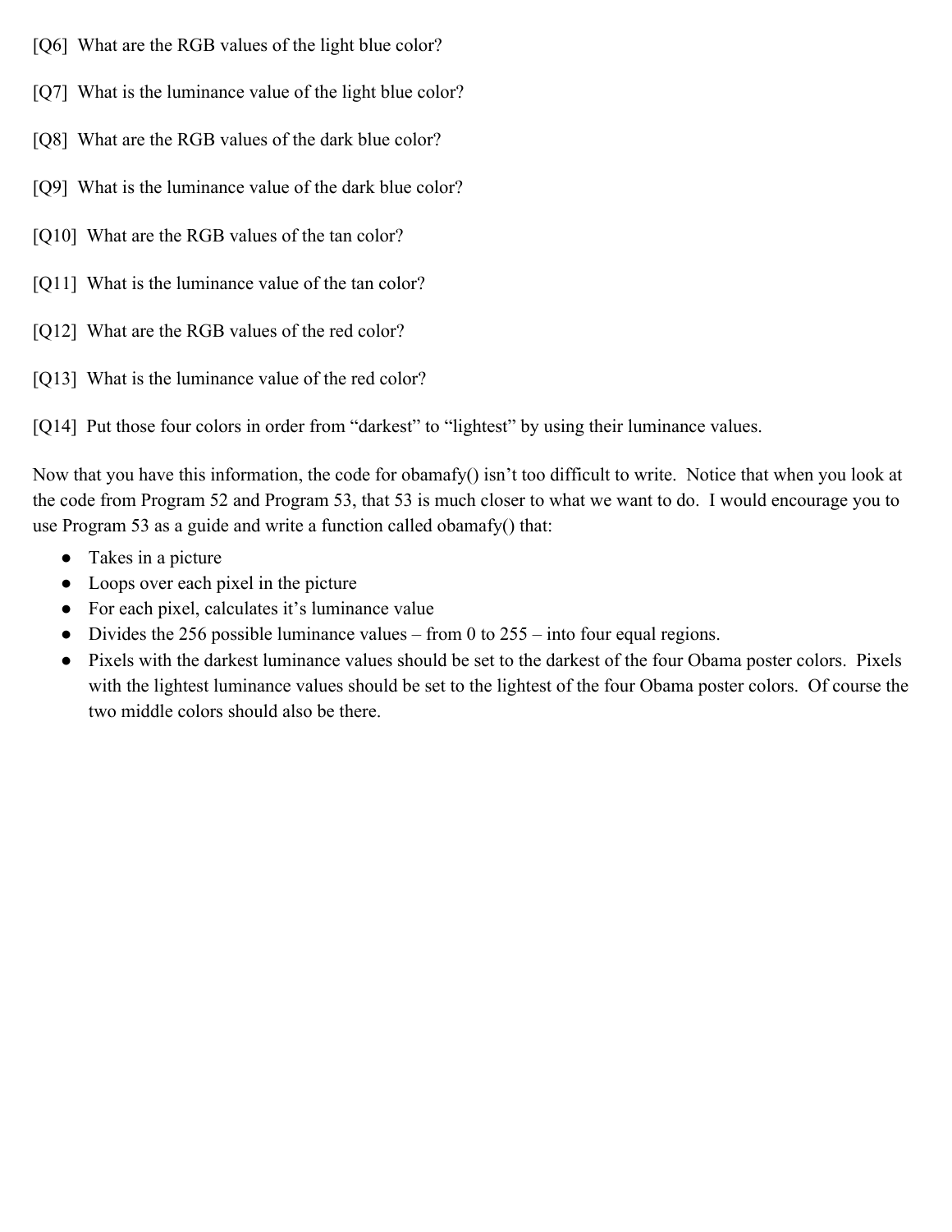[Q6] What are the RGB values of the light blue color?

[Q7] What is the luminance value of the light blue color?

[Q8] What are the RGB values of the dark blue color?

[Q9] What is the luminance value of the dark blue color?

[Q10] What are the RGB values of the tan color?

[Q11] What is the luminance value of the tan color?

[Q12] What are the RGB values of the red color?

[Q13] What is the luminance value of the red color?

[Q14] Put those four colors in order from "darkest" to "lightest" by using their luminance values.

Now that you have this information, the code for obamafy() isn't too difficult to write. Notice that when you look at the code from Program 52 and Program 53, that 53 is much closer to what we want to do. I would encourage you to use Program 53 as a guide and write a function called obamafy() that:

- Takes in a picture
- Loops over each pixel in the picture
- For each pixel, calculates it's luminance value
- Divides the 256 possible luminance values – from 0 to 255 – into four equal regions.
- Pixels with the darkest luminance values should be set to the darkest of the four Obama poster colors. Pixels with the lightest luminance values should be set to the lightest of the four Obama poster colors. Of course the two middle colors should also be there.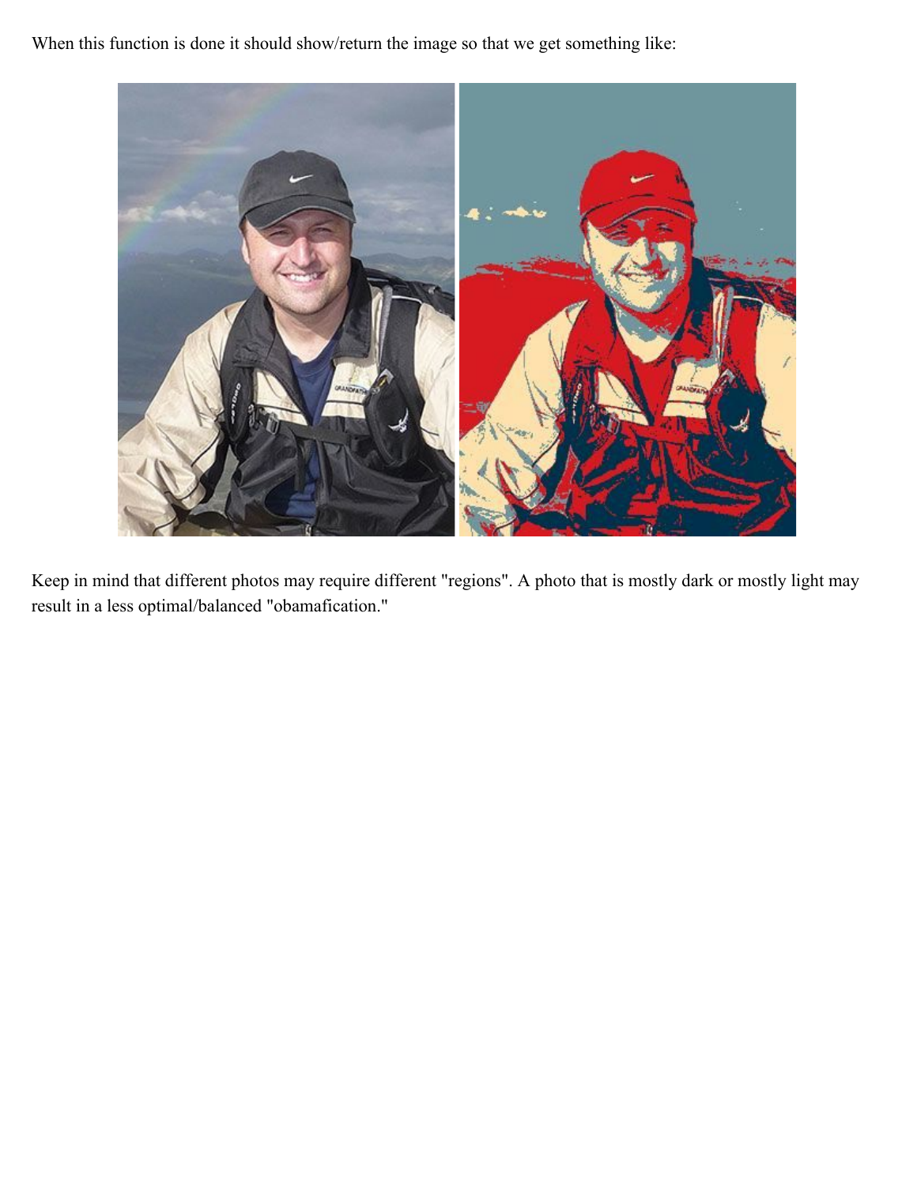When this function is done it should show/return the image so that we get something like:

Keep in mind that different photos may require different "regions". A photo that is mostly dark or mostly light may result in a less optimal/balanced "obamafication."